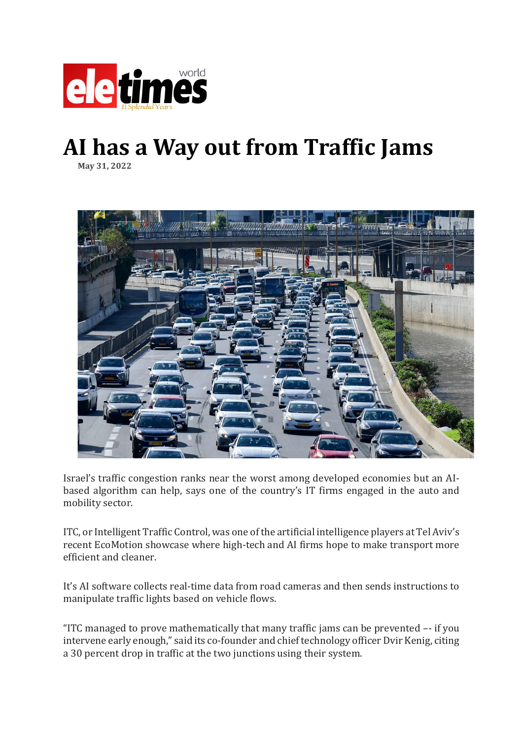# AI has a Way out from Traffic Jams

**May 31, 2022**

Israel's traffic congestion ranks near the worst among developed economies but an AI-based algorithm can help, says one of the country's IT firms engaged in the auto and mobility sector.

ITC, or Intelligent Traffic Control, was one of the artificial intelligence players at Tel Aviv's recent EcoMotion showcase where high-tech and AI firms hope to make transport more efficient and cleaner.

It's AI software collects real-time data from road cameras and then sends instructions to manipulate traffic lights based on vehicle flows.

"ITC managed to prove mathematically that many traffic jams can be prevented –- if you intervene early enough," said its co-founder and chief technology officer Dvir Kenig, citing a 30 percent drop in traffic at the two junctions using their system.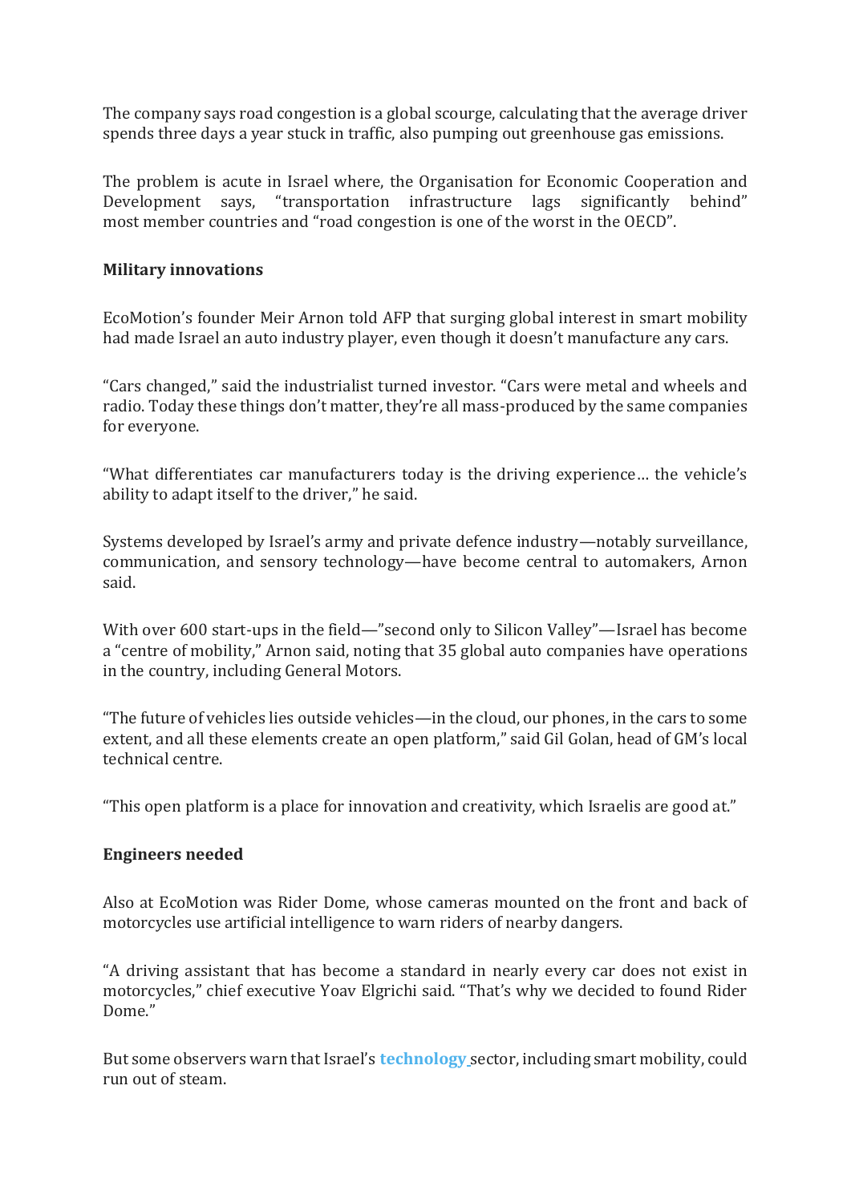The company says road congestion is a global scourge, calculating that the average driver spends three days a year stuck in traffic, also pumping out greenhouse gas emissions.

The problem is acute in Israel where, the Organisation for Economic Cooperation and Development says, "transportation infrastructure lags significantly behind" most member countries and "road congestion is one of the worst in the OECD".

**Military innovations**

EcoMotion's founder Meir Arnon told AFP that surging global interest in smart mobility had made Israel an auto industry player, even though it doesn't manufacture any cars.

"Cars changed," said the industrialist turned investor. "Cars were metal and wheels and radio. Today these things don't matter, they're all mass-produced by the same companies for everyone.

"What differentiates car manufacturers today is the driving experience… the vehicle's ability to adapt itself to the driver," he said.

Systems developed by Israel's army and private defence industry—notably surveillance, communication, and sensory technology—have become central to automakers, Arnon said.

With over 600 start-ups in the field—"second only to Silicon Valley"—Israel has become a "centre of mobility," Arnon said, noting that 35 global auto companies have operations in the country, including General Motors.

"The future of vehicles lies outside vehicles—in the cloud, our phones, in the cars to some extent, and all these elements create an open platform," said Gil Golan, head of GM's local technical centre.

"This open platform is a place for innovation and creativity, which Israelis are good at."

**Engineers needed**

Also at EcoMotion was Rider Dome, whose cameras mounted on the front and back of motorcycles use artificial intelligence to warn riders of nearby dangers.

"A driving assistant that has become a standard in nearly every car does not exist in motorcycles," chief executive Yoav Elgrichi said. "That's why we decided to found Rider Dome."

But some observers warn that Israel's **technology** sector, including smart mobility, could run out of steam.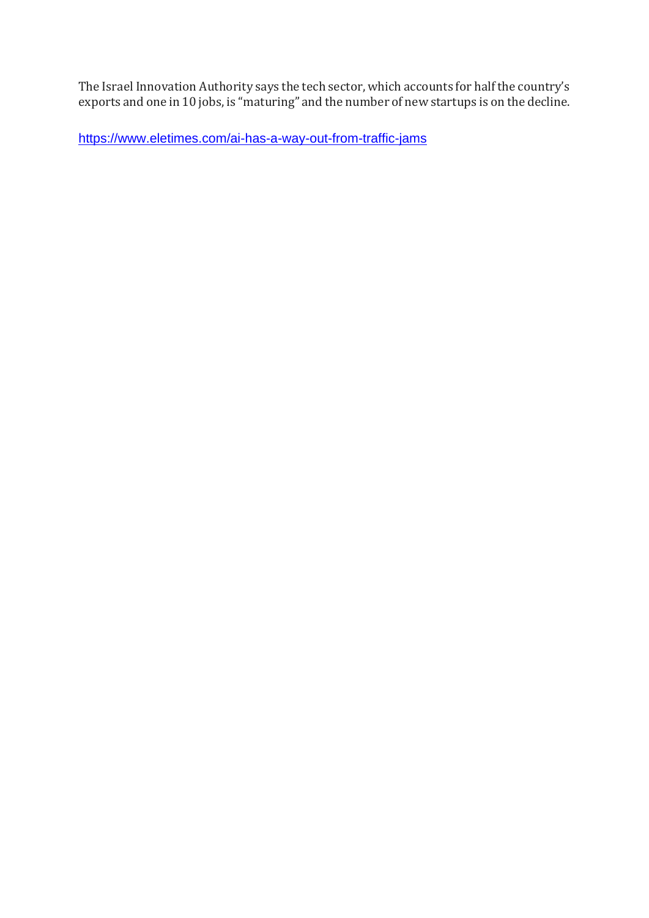The Israel Innovation Authority says the tech sector, which accounts for half the country's exports and one in 10 jobs, is "maturing" and the number of new startups is on the decline.

https://www.eletimes.com/ai-has-a-way-out-from-traffic-jams